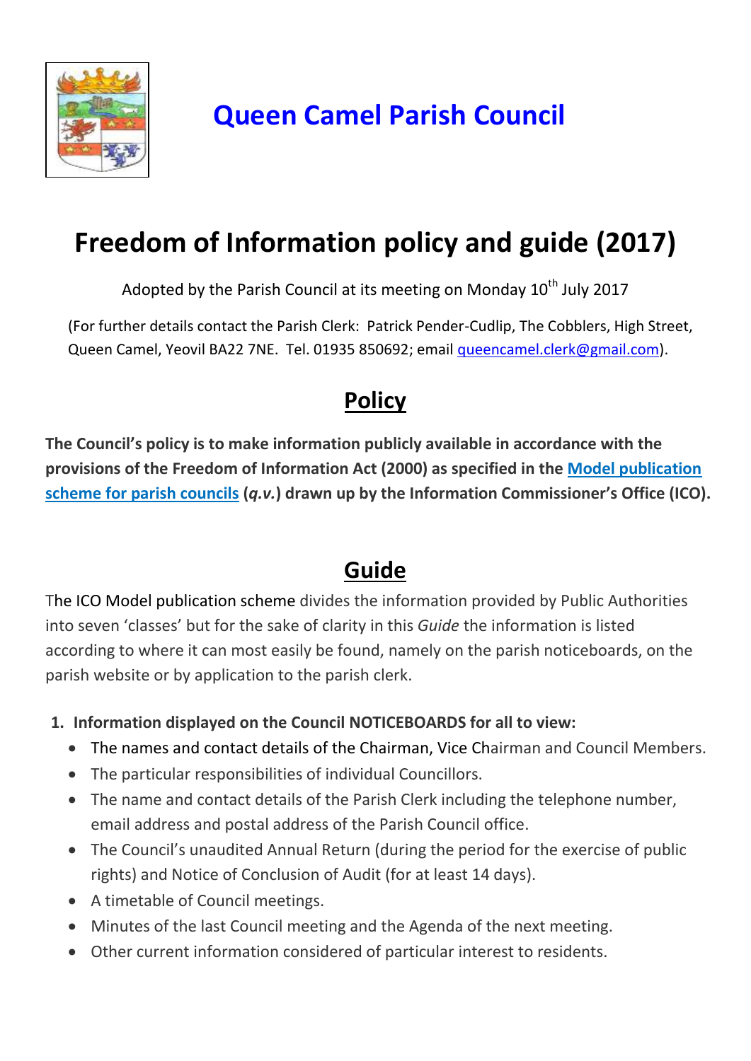# Queen Camel Parish Council

# Freedom of Information policy and guide (2017)

Adopted by the Parish Council at its meeting on Monday 10th July 2017

(For further details contact the Parish Clerk: Patrick Pender-Cudlip, The Cobblers, High Street, Queen Camel, Yeovil BA22 7NE. Tel. 01935 850692; email queencamel.clerk@gmail.com).

## Policy

**The Council's policy is to make information publicly available in accordance with the provisions of the Freedom of Information Act (2000) as specified in the Model publication scheme for parish councils (*q.v.*) drawn up by the Information Commissioner's Office (ICO).**

## Guide

The ICO Model publication scheme divides the information provided by Public Authorities into seven 'classes' but for the sake of clarity in this *Guide* the information is listed according to where it can most easily be found, namely on the parish noticeboards, on the parish website or by application to the parish clerk.

1. **Information displayed on the Council NOTICEBOARDS for all to view:**
   - The names and contact details of the Chairman, Vice Chairman and Council Members.
   - The particular responsibilities of individual Councillors.
   - The name and contact details of the Parish Clerk including the telephone number, email address and postal address of the Parish Council office.
   - The Council's unaudited Annual Return (during the period for the exercise of public rights) and Notice of Conclusion of Audit (for at least 14 days).
   - A timetable of Council meetings.
   - Minutes of the last Council meeting and the Agenda of the next meeting.
   - Other current information considered of particular interest to residents.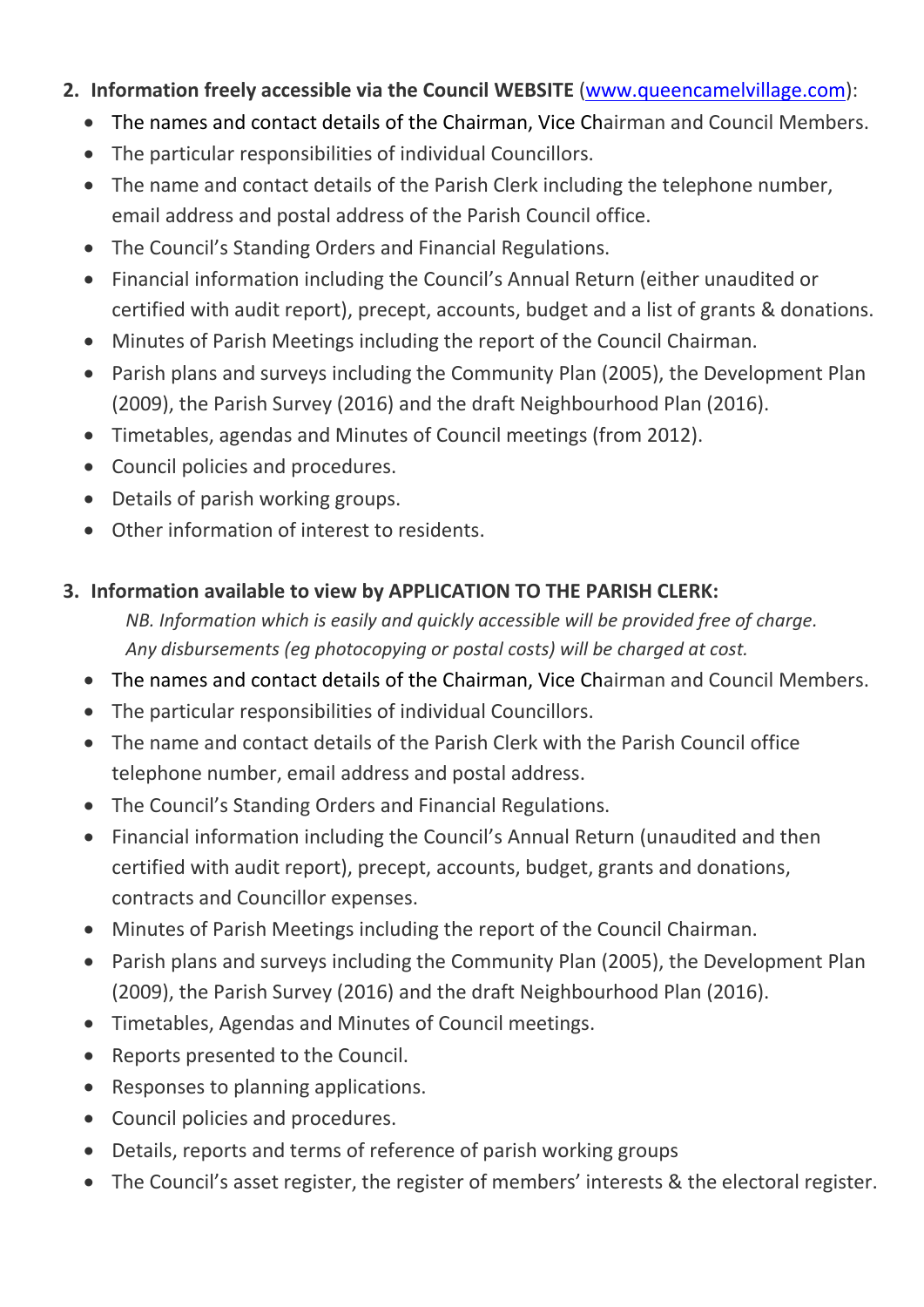2. **Information freely accessible via the Council WEBSITE** (www.queencamelvillage.com):
   - The names and contact details of the Chairman, Vice Chairman and Council Members.
   - The particular responsibilities of individual Councillors.
   - The name and contact details of the Parish Clerk including the telephone number, email address and postal address of the Parish Council office.
   - The Council's Standing Orders and Financial Regulations.
   - Financial information including the Council's Annual Return (either unaudited or certified with audit report), precept, accounts, budget and a list of grants & donations.
   - Minutes of Parish Meetings including the report of the Council Chairman.
   - Parish plans and surveys including the Community Plan (2005), the Development Plan (2009), the Parish Survey (2016) and the draft Neighbourhood Plan (2016).
   - Timetables, agendas and Minutes of Council meetings (from 2012).
   - Council policies and procedures.
   - Details of parish working groups.
   - Other information of interest to residents.

3. **Information available to view by APPLICATION TO THE PARISH CLERK:**

   *NB. Information which is easily and quickly accessible will be provided free of charge. Any disbursements (eg photocopying or postal costs) will be charged at cost.*

   - The names and contact details of the Chairman, Vice Chairman and Council Members.
   - The particular responsibilities of individual Councillors.
   - The name and contact details of the Parish Clerk with the Parish Council office telephone number, email address and postal address.
   - The Council's Standing Orders and Financial Regulations.
   - Financial information including the Council's Annual Return (unaudited and then certified with audit report), precept, accounts, budget, grants and donations, contracts and Councillor expenses.
   - Minutes of Parish Meetings including the report of the Council Chairman.
   - Parish plans and surveys including the Community Plan (2005), the Development Plan (2009), the Parish Survey (2016) and the draft Neighbourhood Plan (2016).
   - Timetables, Agendas and Minutes of Council meetings.
   - Reports presented to the Council.
   - Responses to planning applications.
   - Council policies and procedures.
   - Details, reports and terms of reference of parish working groups
   - The Council's asset register, the register of members' interests & the electoral register.